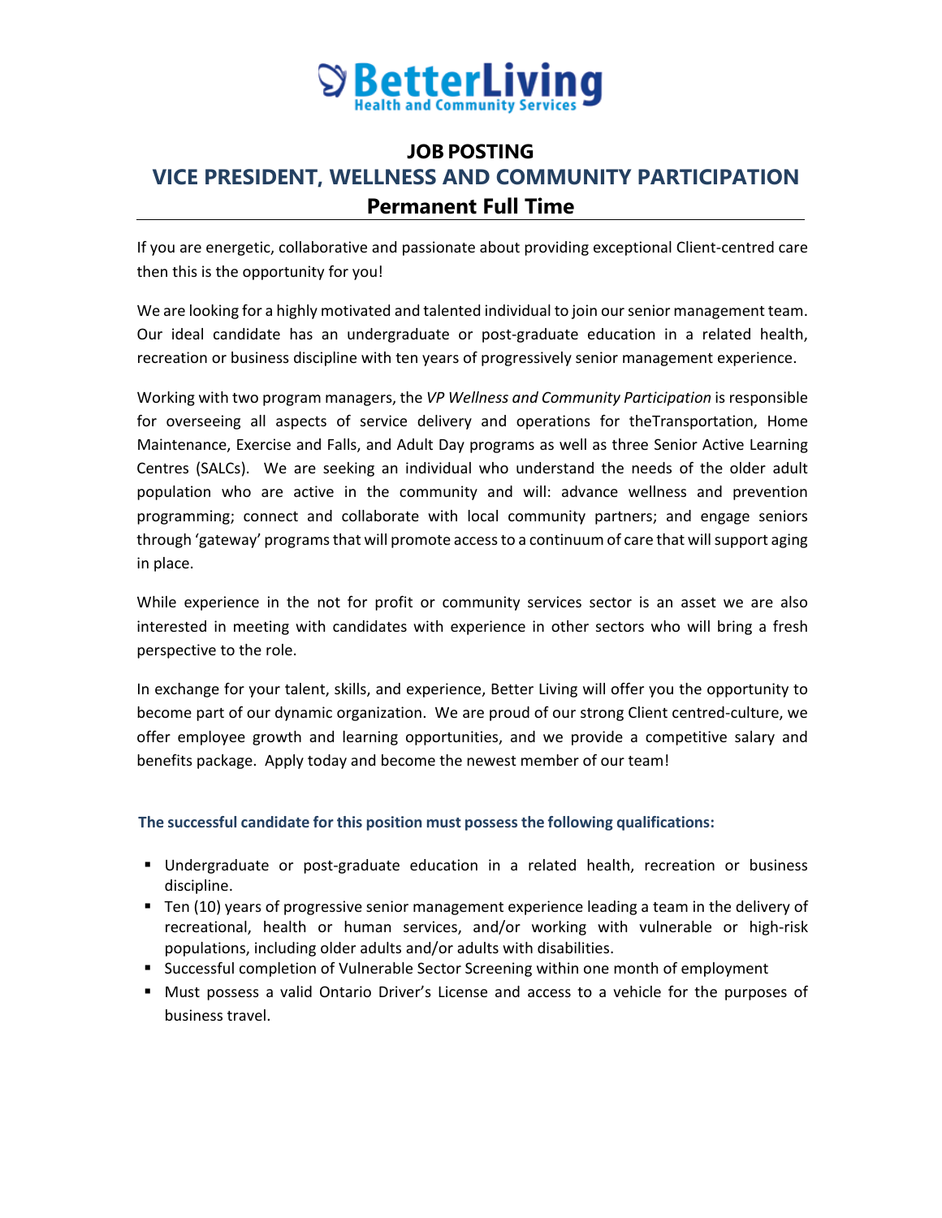**BetterLiving**
**Health and Community Services**

# JOB POSTING

## VICE PRESIDENT, WELLNESS AND COMMUNITY PARTICIPATION

### Permanent Full Time

If you are energetic, collaborative and passionate about providing exceptional Client-centred care then this is the opportunity for you!

We are looking for a highly motivated and talented individual to join our senior management team. Our ideal candidate has an undergraduate or post-graduate education in a related health, recreation or business discipline with ten years of progressively senior management experience.

Working with two program managers, the *VP Wellness and Community Participation* is responsible for overseeing all aspects of service delivery and operations for theTransportation, Home Maintenance, Exercise and Falls, and Adult Day programs as well as three Senior Active Learning Centres (SALCs). We are seeking an individual who understand the needs of the older adult population who are active in the community and will: advance wellness and prevention programming; connect and collaborate with local community partners; and engage seniors through 'gateway' programs that will promote access to a continuum of care that will support aging in place.

While experience in the not for profit or community services sector is an asset we are also interested in meeting with candidates with experience in other sectors who will bring a fresh perspective to the role.

In exchange for your talent, skills, and experience, Better Living will offer you the opportunity to become part of our dynamic organization. We are proud of our strong Client centred-culture, we offer employee growth and learning opportunities, and we provide a competitive salary and benefits package. Apply today and become the newest member of our team!

**The successful candidate for this position must possess the following qualifications:**

- Undergraduate or post-graduate education in a related health, recreation or business discipline.
- Ten (10) years of progressive senior management experience leading a team in the delivery of recreational, health or human services, and/or working with vulnerable or high-risk populations, including older adults and/or adults with disabilities.
- Successful completion of Vulnerable Sector Screening within one month of employment
- Must possess a valid Ontario Driver's License and access to a vehicle for the purposes of business travel.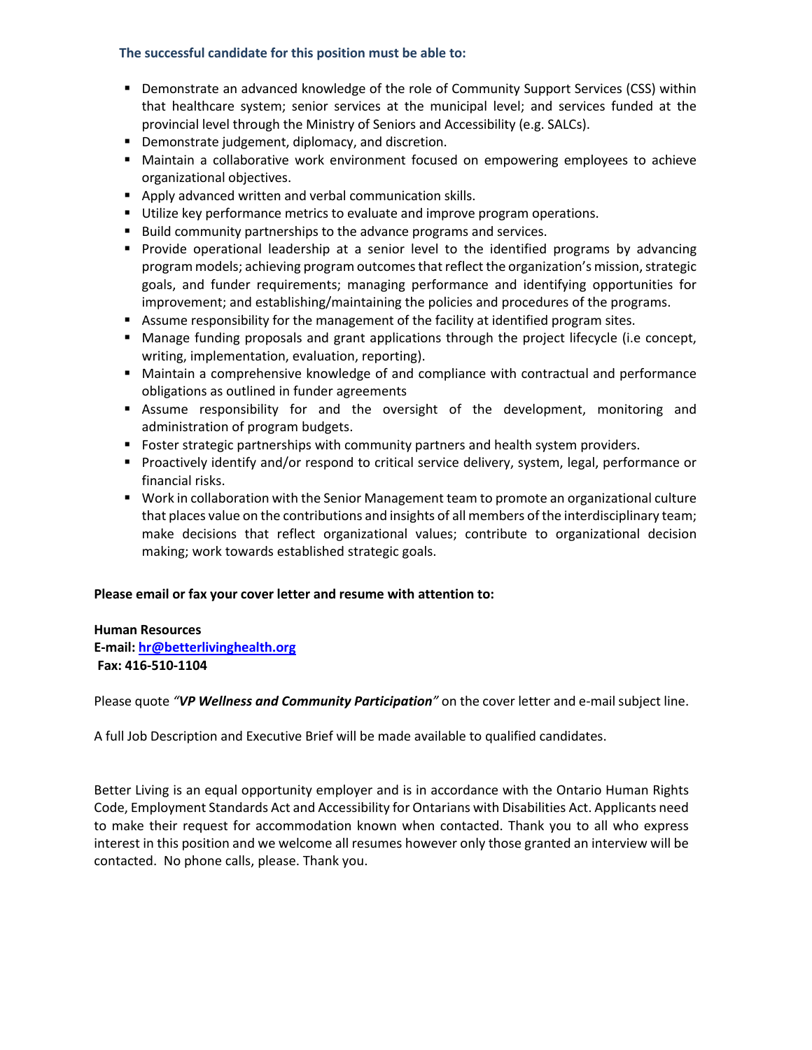### The successful candidate for this position must be able to:

- Demonstrate an advanced knowledge of the role of Community Support Services (CSS) within that healthcare system; senior services at the municipal level; and services funded at the provincial level through the Ministry of Seniors and Accessibility (e.g. SALCs).
- Demonstrate judgement, diplomacy, and discretion.
- Maintain a collaborative work environment focused on empowering employees to achieve organizational objectives.
- Apply advanced written and verbal communication skills.
- Utilize key performance metrics to evaluate and improve program operations.
- Build community partnerships to the advance programs and services.
- Provide operational leadership at a senior level to the identified programs by advancing program models; achieving program outcomes that reflect the organization's mission, strategic goals, and funder requirements; managing performance and identifying opportunities for improvement; and establishing/maintaining the policies and procedures of the programs.
- Assume responsibility for the management of the facility at identified program sites.
- Manage funding proposals and grant applications through the project lifecycle (i.e concept, writing, implementation, evaluation, reporting).
- Maintain a comprehensive knowledge of and compliance with contractual and performance obligations as outlined in funder agreements
- Assume responsibility for and the oversight of the development, monitoring and administration of program budgets.
- Foster strategic partnerships with community partners and health system providers.
- Proactively identify and/or respond to critical service delivery, system, legal, performance or financial risks.
- Work in collaboration with the Senior Management team to promote an organizational culture that places value on the contributions and insights of all members of the interdisciplinary team; make decisions that reflect organizational values; contribute to organizational decision making; work towards established strategic goals.

**Please email or fax your cover letter and resume with attention to:**

**Human Resources**
**E-mail: hr@betterlivinghealth.org**
**Fax: 416-510-1104**

Please quote *"**VP Wellness and Community Participation**"* on the cover letter and e-mail subject line.

A full Job Description and Executive Brief will be made available to qualified candidates.

Better Living is an equal opportunity employer and is in accordance with the Ontario Human Rights Code, Employment Standards Act and Accessibility for Ontarians with Disabilities Act. Applicants need to make their request for accommodation known when contacted. Thank you to all who express interest in this position and we welcome all resumes however only those granted an interview will be contacted. No phone calls, please. Thank you.